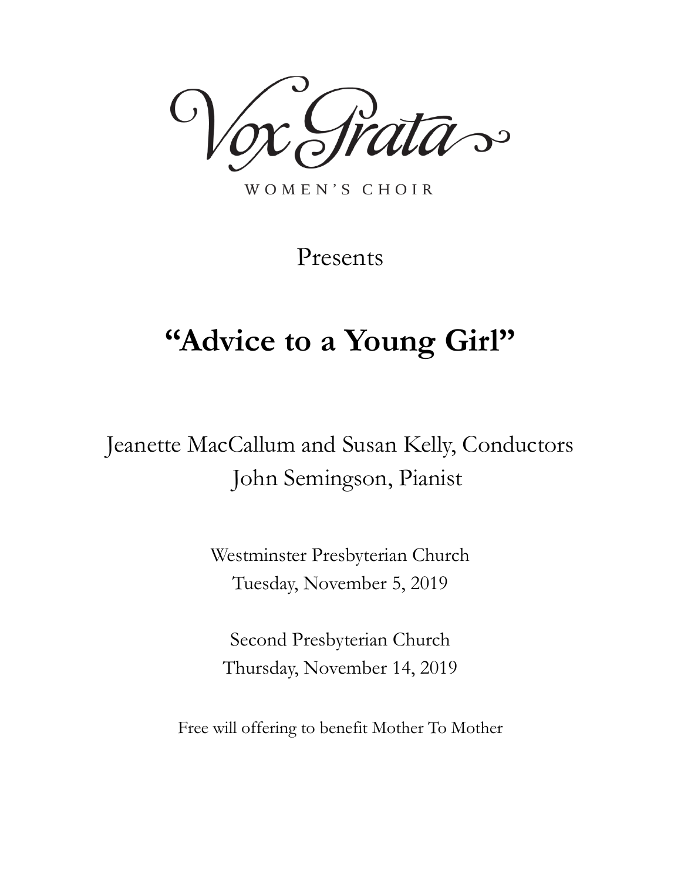# Vox Grata

WOMEN'S CHOIR

Presents

## "Advice to a Young Girl"

Jeanette MacCallum and Susan Kelly, Conductors
John Semingson, Pianist

Westminster Presbyterian Church
Tuesday, November 5, 2019

Second Presbyterian Church
Thursday, November 14, 2019

Free will offering to benefit Mother To Mother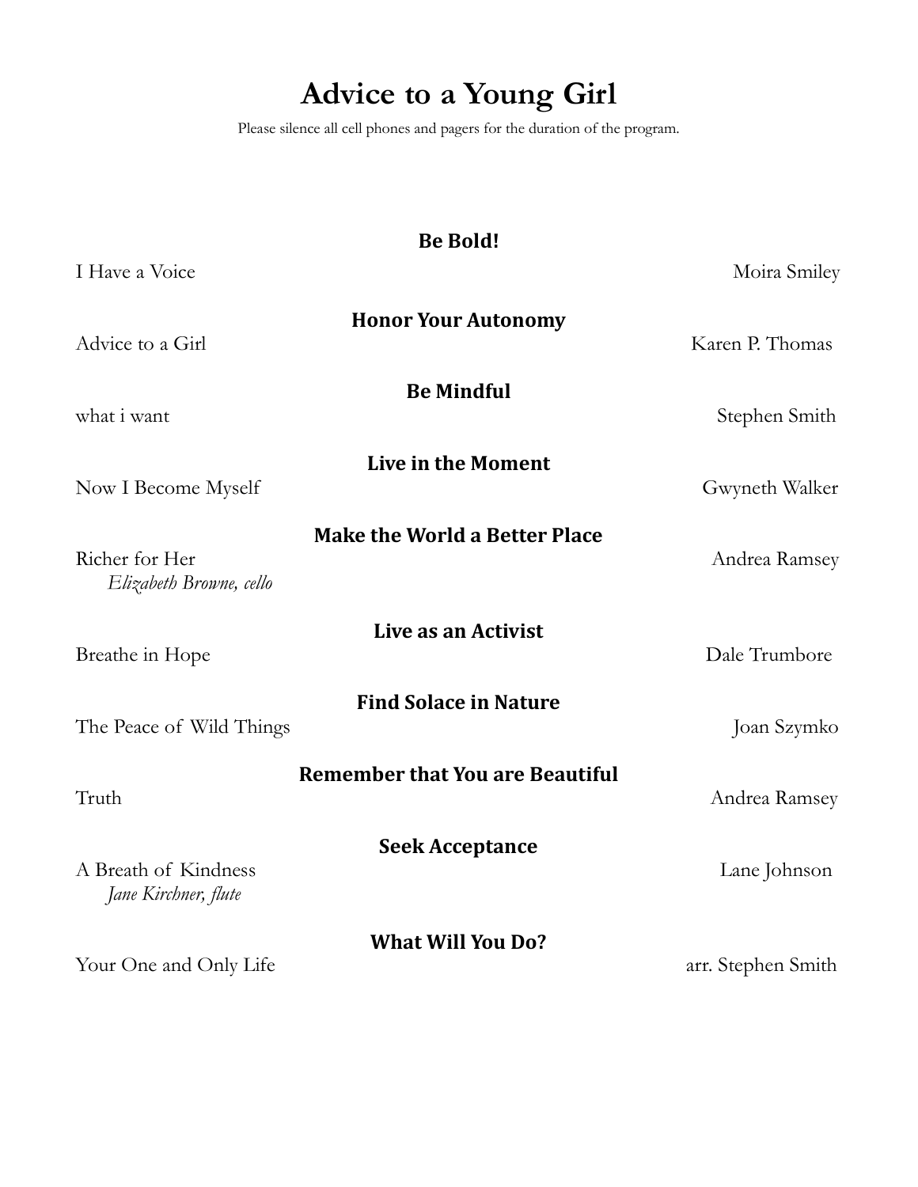# Advice to a Young Girl

Please silence all cell phones and pagers for the duration of the program.

**Be Bold!**

I Have a Voice — Moira Smiley

**Honor Your Autonomy**

Advice to a Girl — Karen P. Thomas

**Be Mindful**

what i want — Stephen Smith

**Live in the Moment**

Now I Become Myself — Gwyneth Walker

**Make the World a Better Place**

Richer for Her — Andrea Ramsey
*Elizabeth Browne, cello*

**Live as an Activist**

Breathe in Hope — Dale Trumbore

**Find Solace in Nature**

The Peace of Wild Things — Joan Szymko

**Remember that You are Beautiful**

Truth — Andrea Ramsey

**Seek Acceptance**

A Breath of Kindness — Lane Johnson
*Jane Kirchner, flute*

**What Will You Do?**

Your One and Only Life — arr. Stephen Smith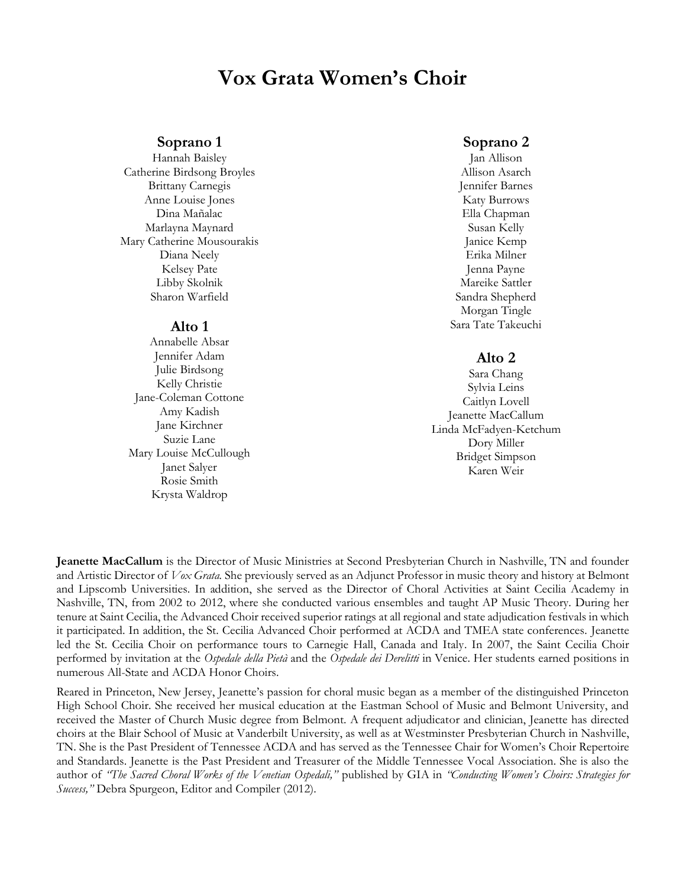# Vox Grata Women's Choir

## Soprano 1

Hannah Baisley
Catherine Birdsong Broyles
Brittany Carnegis
Anne Louise Jones
Dina Mañalac
Marlayna Maynard
Mary Catherine Mousourakis
Diana Neely
Kelsey Pate
Libby Skolnik
Sharon Warfield

## Alto 1

Annabelle Absar
Jennifer Adam
Julie Birdsong
Kelly Christie
Jane-Coleman Cottone
Amy Kadish
Jane Kirchner
Suzie Lane
Mary Louise McCullough
Janet Salyer
Rosie Smith
Krysta Waldrop

## Soprano 2

Jan Allison
Allison Asarch
Jennifer Barnes
Katy Burrows
Ella Chapman
Susan Kelly
Janice Kemp
Erika Milner
Jenna Payne
Mareike Sattler
Sandra Shepherd
Morgan Tingle
Sara Tate Takeuchi

## Alto 2

Sara Chang
Sylvia Leins
Caitlyn Lovell
Jeanette MacCallum
Linda McFadyen-Ketchum
Dory Miller
Bridget Simpson
Karen Weir

**Jeanette MacCallum** is the Director of Music Ministries at Second Presbyterian Church in Nashville, TN and founder and Artistic Director of *Vox Grata*. She previously served as an Adjunct Professor in music theory and history at Belmont and Lipscomb Universities. In addition, she served as the Director of Choral Activities at Saint Cecilia Academy in Nashville, TN, from 2002 to 2012, where she conducted various ensembles and taught AP Music Theory. During her tenure at Saint Cecilia, the Advanced Choir received superior ratings at all regional and state adjudication festivals in which it participated. In addition, the St. Cecilia Advanced Choir performed at ACDA and TMEA state conferences. Jeanette led the St. Cecilia Choir on performance tours to Carnegie Hall, Canada and Italy. In 2007, the Saint Cecilia Choir performed by invitation at the *Ospedale della Pietà* and the *Ospedale dei Derelitti* in Venice. Her students earned positions in numerous All-State and ACDA Honor Choirs.

Reared in Princeton, New Jersey, Jeanette's passion for choral music began as a member of the distinguished Princeton High School Choir. She received her musical education at the Eastman School of Music and Belmont University, and received the Master of Church Music degree from Belmont. A frequent adjudicator and clinician, Jeanette has directed choirs at the Blair School of Music at Vanderbilt University, as well as at Westminster Presbyterian Church in Nashville, TN. She is the Past President of Tennessee ACDA and has served as the Tennessee Chair for Women's Choir Repertoire and Standards. Jeanette is the Past President and Treasurer of the Middle Tennessee Vocal Association. She is also the author of *"The Sacred Choral Works of the Venetian Ospedali,"* published by GIA in *"Conducting Women's Choirs: Strategies for Success,"* Debra Spurgeon, Editor and Compiler (2012).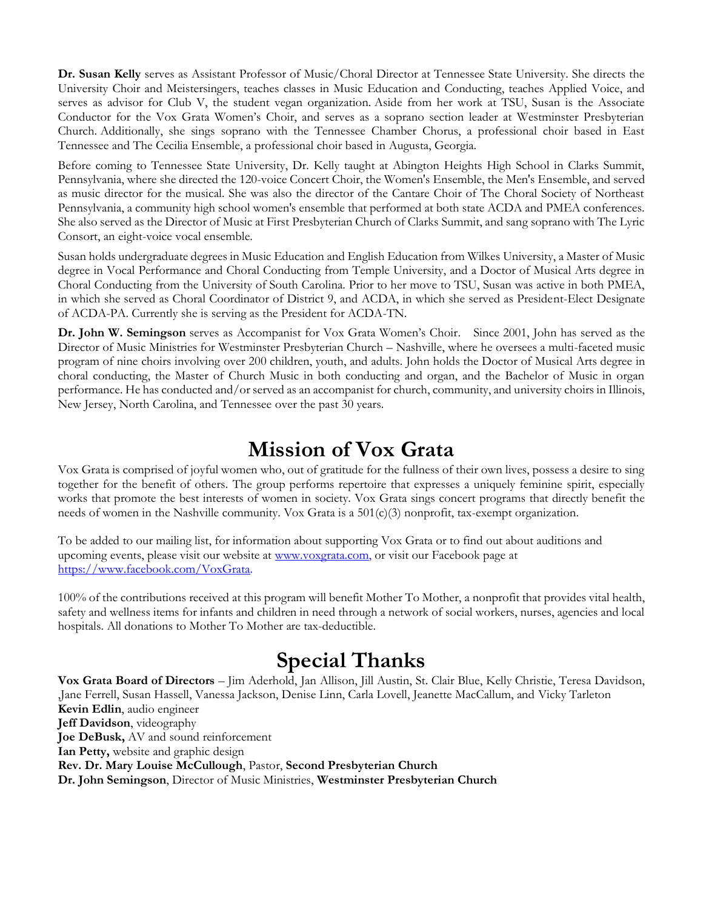**Dr. Susan Kelly** serves as Assistant Professor of Music/Choral Director at Tennessee State University. She directs the University Choir and Meistersingers, teaches classes in Music Education and Conducting, teaches Applied Voice, and serves as advisor for Club V, the student vegan organization. Aside from her work at TSU, Susan is the Associate Conductor for the Vox Grata Women's Choir, and serves as a soprano section leader at Westminster Presbyterian Church. Additionally, she sings soprano with the Tennessee Chamber Chorus, a professional choir based in East Tennessee and The Cecilia Ensemble, a professional choir based in Augusta, Georgia.

Before coming to Tennessee State University, Dr. Kelly taught at Abington Heights High School in Clarks Summit, Pennsylvania, where she directed the 120-voice Concert Choir, the Women's Ensemble, the Men's Ensemble, and served as music director for the musical. She was also the director of the Cantare Choir of The Choral Society of Northeast Pennsylvania, a community high school women's ensemble that performed at both state ACDA and PMEA conferences. She also served as the Director of Music at First Presbyterian Church of Clarks Summit, and sang soprano with The Lyric Consort, an eight-voice vocal ensemble.

Susan holds undergraduate degrees in Music Education and English Education from Wilkes University, a Master of Music degree in Vocal Performance and Choral Conducting from Temple University, and a Doctor of Musical Arts degree in Choral Conducting from the University of South Carolina. Prior to her move to TSU, Susan was active in both PMEA, in which she served as Choral Coordinator of District 9, and ACDA, in which she served as President-Elect Designate of ACDA-PA. Currently she is serving as the President for ACDA-TN.

**Dr. John W. Semingson** serves as Accompanist for Vox Grata Women's Choir. Since 2001, John has served as the Director of Music Ministries for Westminster Presbyterian Church – Nashville, where he oversees a multi-faceted music program of nine choirs involving over 200 children, youth, and adults. John holds the Doctor of Musical Arts degree in choral conducting, the Master of Church Music in both conducting and organ, and the Bachelor of Music in organ performance. He has conducted and/or served as an accompanist for church, community, and university choirs in Illinois, New Jersey, North Carolina, and Tennessee over the past 30 years.

# Mission of Vox Grata

Vox Grata is comprised of joyful women who, out of gratitude for the fullness of their own lives, possess a desire to sing together for the benefit of others. The group performs repertoire that expresses a uniquely feminine spirit, especially works that promote the best interests of women in society. Vox Grata sings concert programs that directly benefit the needs of women in the Nashville community. Vox Grata is a 501(c)(3) nonprofit, tax-exempt organization.

To be added to our mailing list, for information about supporting Vox Grata or to find out about auditions and upcoming events, please visit our website at [www.voxgrata.com](www.voxgrata.com), or visit our Facebook page at [https://www.facebook.com/VoxGrata](https://www.facebook.com/VoxGrata).

100% of the contributions received at this program will benefit Mother To Mother, a nonprofit that provides vital health, safety and wellness items for infants and children in need through a network of social workers, nurses, agencies and local hospitals. All donations to Mother To Mother are tax-deductible.

# Special Thanks

**Vox Grata Board of Directors** – Jim Aderhold, Jan Allison, Jill Austin, St. Clair Blue, Kelly Christie, Teresa Davidson, Jane Ferrell, Susan Hassell, Vanessa Jackson, Denise Linn, Carla Lovell, Jeanette MacCallum, and Vicky Tarleton
**Kevin Edlin**, audio engineer
**Jeff Davidson**, videography
**Joe DeBusk,** AV and sound reinforcement
**Ian Petty,** website and graphic design
**Rev. Dr. Mary Louise McCullough**, Pastor, **Second Presbyterian Church**
**Dr. John Semingson**, Director of Music Ministries, **Westminster Presbyterian Church**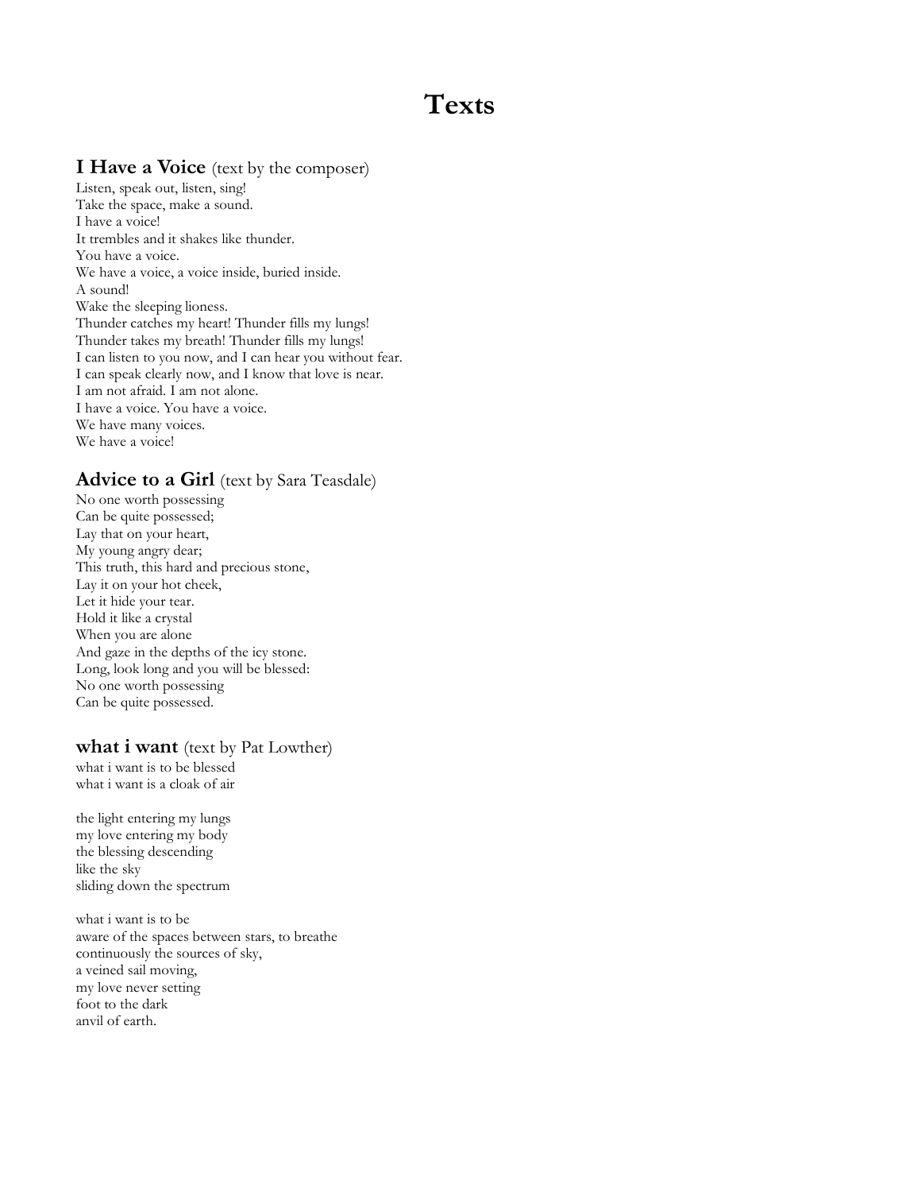# Texts

## **I Have a Voice** (text by the composer)

Listen, speak out, listen, sing!
Take the space, make a sound.
I have a voice!
It trembles and it shakes like thunder.
You have a voice.
We have a voice, a voice inside, buried inside.
A sound!
Wake the sleeping lioness.
Thunder catches my heart! Thunder fills my lungs!
Thunder takes my breath! Thunder fills my lungs!
I can listen to you now, and I can hear you without fear.
I can speak clearly now, and I know that love is near.
I am not afraid. I am not alone.
I have a voice. You have a voice.
We have many voices.
We have a voice!

## **Advice to a Girl** (text by Sara Teasdale)

No one worth possessing
Can be quite possessed;
Lay that on your heart,
My young angry dear;
This truth, this hard and precious stone,
Lay it on your hot cheek,
Let it hide your tear.
Hold it like a crystal
When you are alone
And gaze in the depths of the icy stone.
Long, look long and you will be blessed:
No one worth possessing
Can be quite possessed.

## **what i want** (text by Pat Lowther)

what i want is to be blessed
what i want is a cloak of air

the light entering my lungs
my love entering my body
the blessing descending
like the sky
sliding down the spectrum

what i want is to be
aware of the spaces between stars, to breathe
continuously the sources of sky,
a veined sail moving,
my love never setting
foot to the dark
anvil of earth.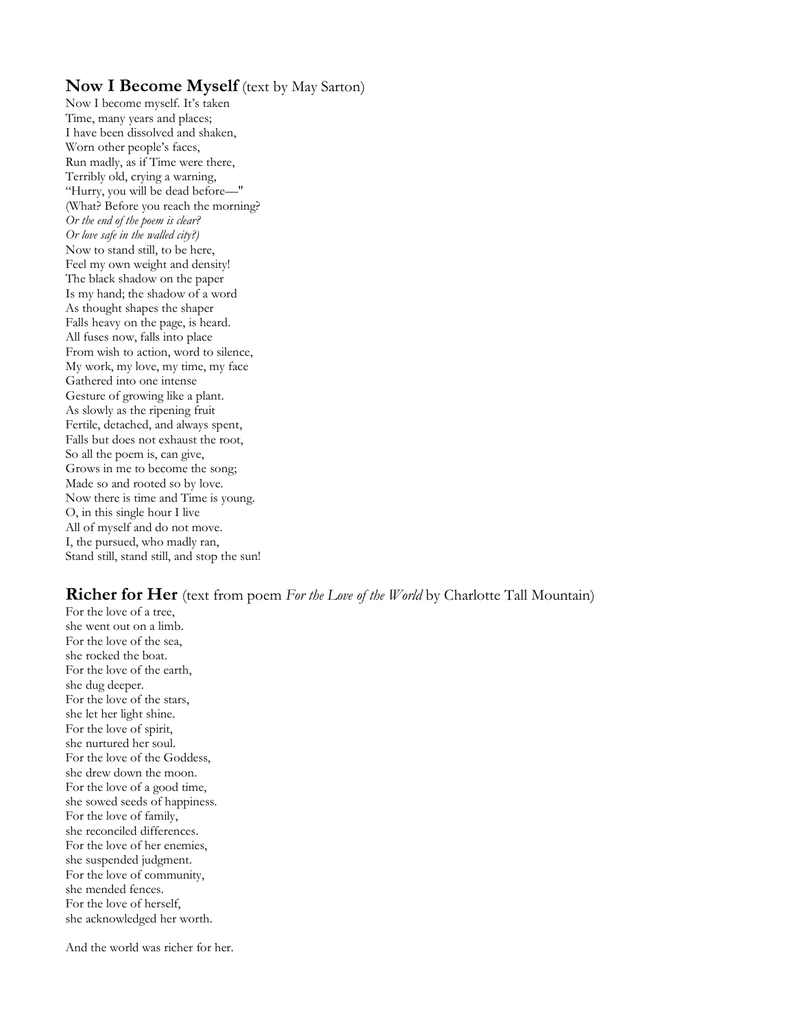## **Now I Become Myself** (text by May Sarton)

Now I become myself. It's taken  
Time, many years and places;  
I have been dissolved and shaken,  
Worn other people's faces,  
Run madly, as if Time were there,  
Terribly old, crying a warning,  
"Hurry, you will be dead before—"  
(What? Before you reach the morning?  
*Or the end of the poem is clear?*  
*Or love safe in the walled city?)*  
Now to stand still, to be here,  
Feel my own weight and density!  
The black shadow on the paper  
Is my hand; the shadow of a word  
As thought shapes the shaper  
Falls heavy on the page, is heard.  
All fuses now, falls into place  
From wish to action, word to silence,  
My work, my love, my time, my face  
Gathered into one intense  
Gesture of growing like a plant.  
As slowly as the ripening fruit  
Fertile, detached, and always spent,  
Falls but does not exhaust the root,  
So all the poem is, can give,  
Grows in me to become the song;  
Made so and rooted so by love.  
Now there is time and Time is young.  
O, in this single hour I live  
All of myself and do not move.  
I, the pursued, who madly ran,  
Stand still, stand still, and stop the sun!

## **Richer for Her** (text from poem *For the Love of the World* by Charlotte Tall Mountain)

For the love of a tree,  
she went out on a limb.  
For the love of the sea,  
she rocked the boat.  
For the love of the earth,  
she dug deeper.  
For the love of the stars,  
she let her light shine.  
For the love of spirit,  
she nurtured her soul.  
For the love of the Goddess,  
she drew down the moon.  
For the love of a good time,  
she sowed seeds of happiness.  
For the love of family,  
she reconciled differences.  
For the love of her enemies,  
she suspended judgment.  
For the love of community,  
she mended fences.  
For the love of herself,  
she acknowledged her worth.

And the world was richer for her.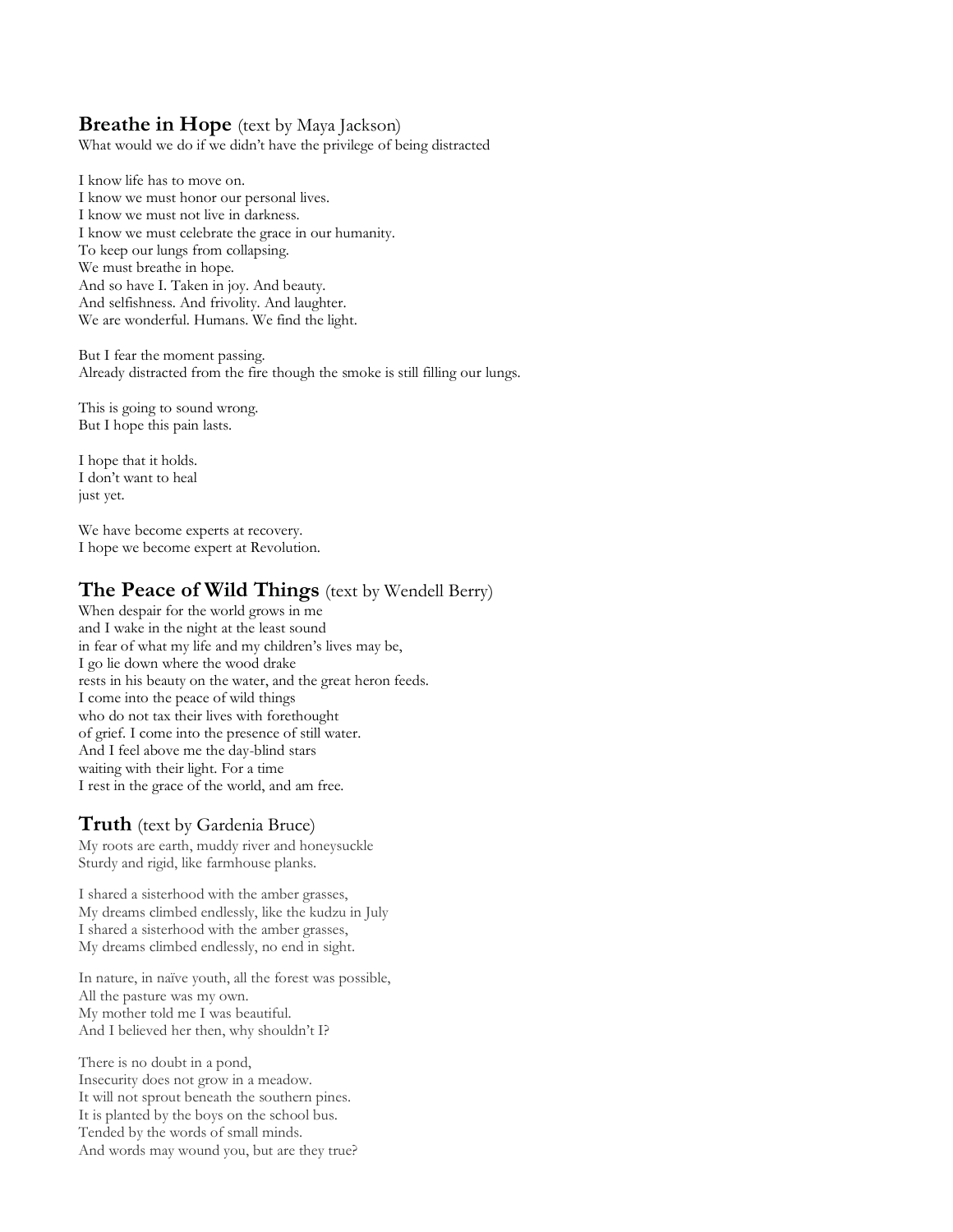## **Breathe in Hope** (text by Maya Jackson)

What would we do if we didn't have the privilege of being distracted

I know life has to move on.
I know we must honor our personal lives.
I know we must not live in darkness.
I know we must celebrate the grace in our humanity.
To keep our lungs from collapsing.
We must breathe in hope.
And so have I. Taken in joy. And beauty.
And selfishness. And frivolity. And laughter.
We are wonderful. Humans. We find the light.

But I fear the moment passing.
Already distracted from the fire though the smoke is still filling our lungs.

This is going to sound wrong.
But I hope this pain lasts.

I hope that it holds.
I don't want to heal
just yet.

We have become experts at recovery.
I hope we become expert at Revolution.

## **The Peace of Wild Things** (text by Wendell Berry)

When despair for the world grows in me
and I wake in the night at the least sound
in fear of what my life and my children's lives may be,
I go lie down where the wood drake
rests in his beauty on the water, and the great heron feeds.
I come into the peace of wild things
who do not tax their lives with forethought
of grief. I come into the presence of still water.
And I feel above me the day-blind stars
waiting with their light. For a time
I rest in the grace of the world, and am free.

## **Truth** (text by Gardenia Bruce)

My roots are earth, muddy river and honeysuckle
Sturdy and rigid, like farmhouse planks.

I shared a sisterhood with the amber grasses,
My dreams climbed endlessly, like the kudzu in July
I shared a sisterhood with the amber grasses,
My dreams climbed endlessly, no end in sight.

In nature, in naïve youth, all the forest was possible,
All the pasture was my own.
My mother told me I was beautiful.
And I believed her then, why shouldn't I?

There is no doubt in a pond,
Insecurity does not grow in a meadow.
It will not sprout beneath the southern pines.
It is planted by the boys on the school bus.
Tended by the words of small minds.
And words may wound you, but are they true?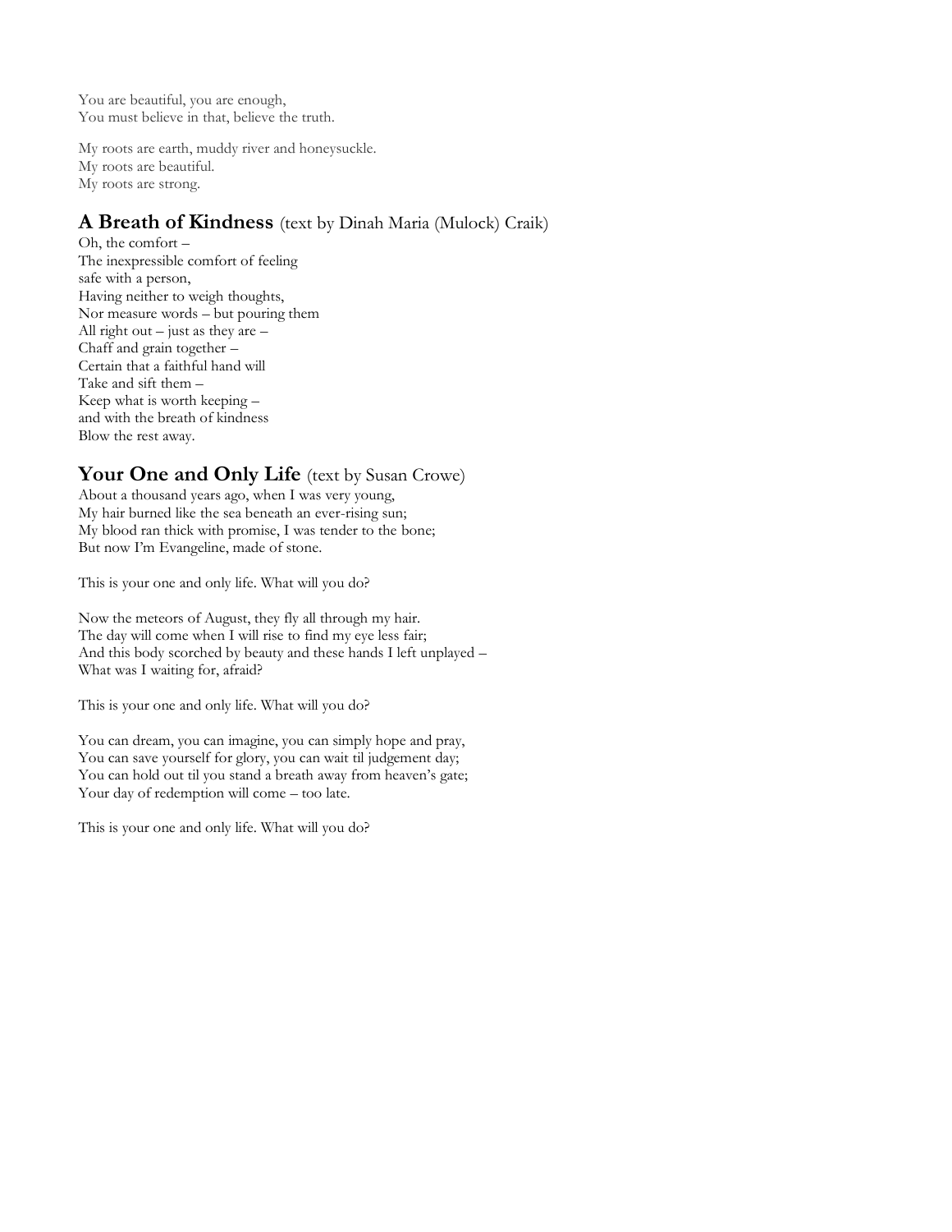You are beautiful, you are enough,
You must believe in that, believe the truth.

My roots are earth, muddy river and honeysuckle.
My roots are beautiful.
My roots are strong.

## **A Breath of Kindness** (text by Dinah Maria (Mulock) Craik)

Oh, the comfort –
The inexpressible comfort of feeling
safe with a person,
Having neither to weigh thoughts,
Nor measure words – but pouring them
All right out – just as they are –
Chaff and grain together –
Certain that a faithful hand will
Take and sift them –
Keep what is worth keeping –
and with the breath of kindness
Blow the rest away.

## **Your One and Only Life** (text by Susan Crowe)

About a thousand years ago, when I was very young,
My hair burned like the sea beneath an ever-rising sun;
My blood ran thick with promise, I was tender to the bone;
But now I'm Evangeline, made of stone.

This is your one and only life. What will you do?

Now the meteors of August, they fly all through my hair.
The day will come when I will rise to find my eye less fair;
And this body scorched by beauty and these hands I left unplayed –
What was I waiting for, afraid?

This is your one and only life. What will you do?

You can dream, you can imagine, you can simply hope and pray,
You can save yourself for glory, you can wait til judgement day;
You can hold out til you stand a breath away from heaven's gate;
Your day of redemption will come – too late.

This is your one and only life. What will you do?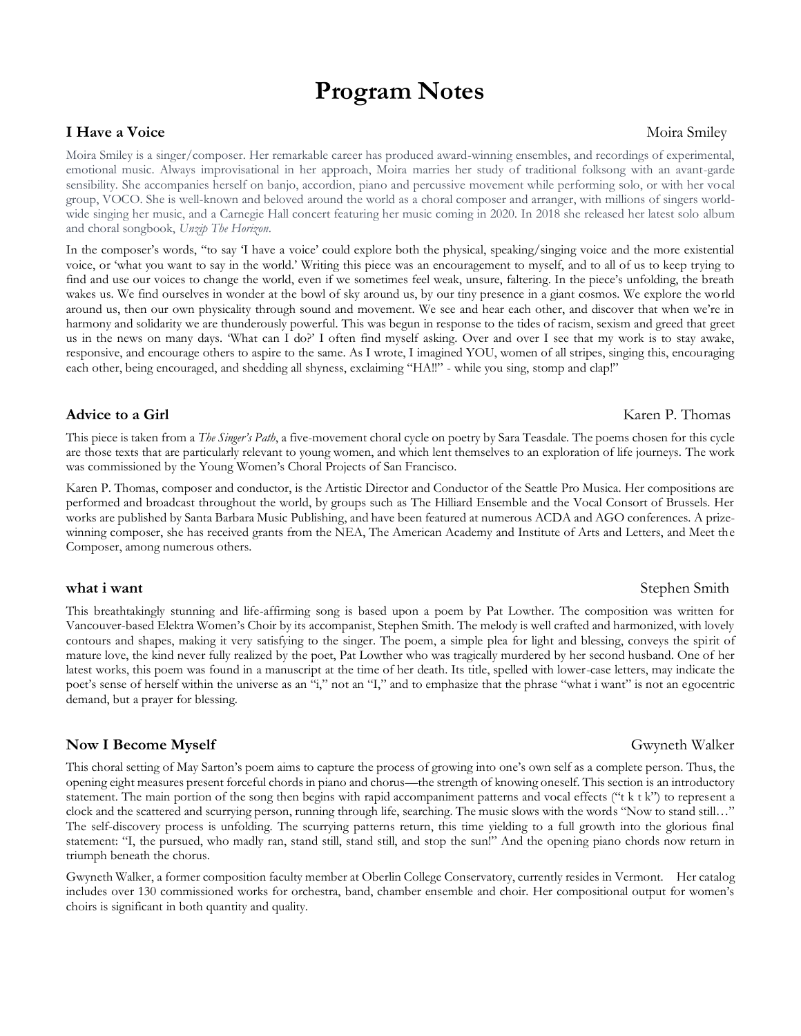# Program Notes

### I Have a Voice — Moira Smiley

Moira Smiley is a singer/composer. Her remarkable career has produced award-winning ensembles, and recordings of experimental, emotional music. Always improvisational in her approach, Moira marries her study of traditional folksong with an avant-garde sensibility. She accompanies herself on banjo, accordion, piano and percussive movement while performing solo, or with her vocal group, VOCO. She is well-known and beloved around the world as a choral composer and arranger, with millions of singers world-wide singing her music, and a Carnegie Hall concert featuring her music coming in 2020. In 2018 she released her latest solo album and choral songbook, *Unzip The Horizon*.

In the composer's words, "to say 'I have a voice' could explore both the physical, speaking/singing voice and the more existential voice, or 'what you want to say in the world.' Writing this piece was an encouragement to myself, and to all of us to keep trying to find and use our voices to change the world, even if we sometimes feel weak, unsure, faltering. In the piece's unfolding, the breath wakes us. We find ourselves in wonder at the bowl of sky around us, by our tiny presence in a giant cosmos. We explore the world around us, then our own physicality through sound and movement. We see and hear each other, and discover that when we're in harmony and solidarity we are thunderously powerful. This was begun in response to the tides of racism, sexism and greed that greet us in the news on many days. 'What can I do?' I often find myself asking. Over and over I see that my work is to stay awake, responsive, and encourage others to aspire to the same. As I wrote, I imagined YOU, women of all stripes, singing this, encouraging each other, being encouraged, and shedding all shyness, exclaiming "HA!!" - while you sing, stomp and clap!"

### Advice to a Girl — Karen P. Thomas

This piece is taken from a *The Singer's Path*, a five-movement choral cycle on poetry by Sara Teasdale. The poems chosen for this cycle are those texts that are particularly relevant to young women, and which lent themselves to an exploration of life journeys. The work was commissioned by the Young Women's Choral Projects of San Francisco.

Karen P. Thomas, composer and conductor, is the Artistic Director and Conductor of the Seattle Pro Musica. Her compositions are performed and broadcast throughout the world, by groups such as The Hilliard Ensemble and the Vocal Consort of Brussels. Her works are published by Santa Barbara Music Publishing, and have been featured at numerous ACDA and AGO conferences. A prize-winning composer, she has received grants from the NEA, The American Academy and Institute of Arts and Letters, and Meet the Composer, among numerous others.

### what i want — Stephen Smith

This breathtakingly stunning and life-affirming song is based upon a poem by Pat Lowther. The composition was written for Vancouver-based Elektra Women's Choir by its accompanist, Stephen Smith. The melody is well crafted and harmonized, with lovely contours and shapes, making it very satisfying to the singer. The poem, a simple plea for light and blessing, conveys the spirit of mature love, the kind never fully realized by the poet, Pat Lowther who was tragically murdered by her second husband. One of her latest works, this poem was found in a manuscript at the time of her death. Its title, spelled with lower-case letters, may indicate the poet's sense of herself within the universe as an "i," not an "I," and to emphasize that the phrase "what i want" is not an egocentric demand, but a prayer for blessing.

### Now I Become Myself — Gwyneth Walker

This choral setting of May Sarton's poem aims to capture the process of growing into one's own self as a complete person. Thus, the opening eight measures present forceful chords in piano and chorus—the strength of knowing oneself. This section is an introductory statement. The main portion of the song then begins with rapid accompaniment patterns and vocal effects ("t k t k") to represent a clock and the scattered and scurrying person, running through life, searching. The music slows with the words "Now to stand still…" The self-discovery process is unfolding. The scurrying patterns return, this time yielding to a full growth into the glorious final statement: "I, the pursued, who madly ran, stand still, stand still, and stop the sun!" And the opening piano chords now return in triumph beneath the chorus.

Gwyneth Walker, a former composition faculty member at Oberlin College Conservatory, currently resides in Vermont. Her catalog includes over 130 commissioned works for orchestra, band, chamber ensemble and choir. Her compositional output for women's choirs is significant in both quantity and quality.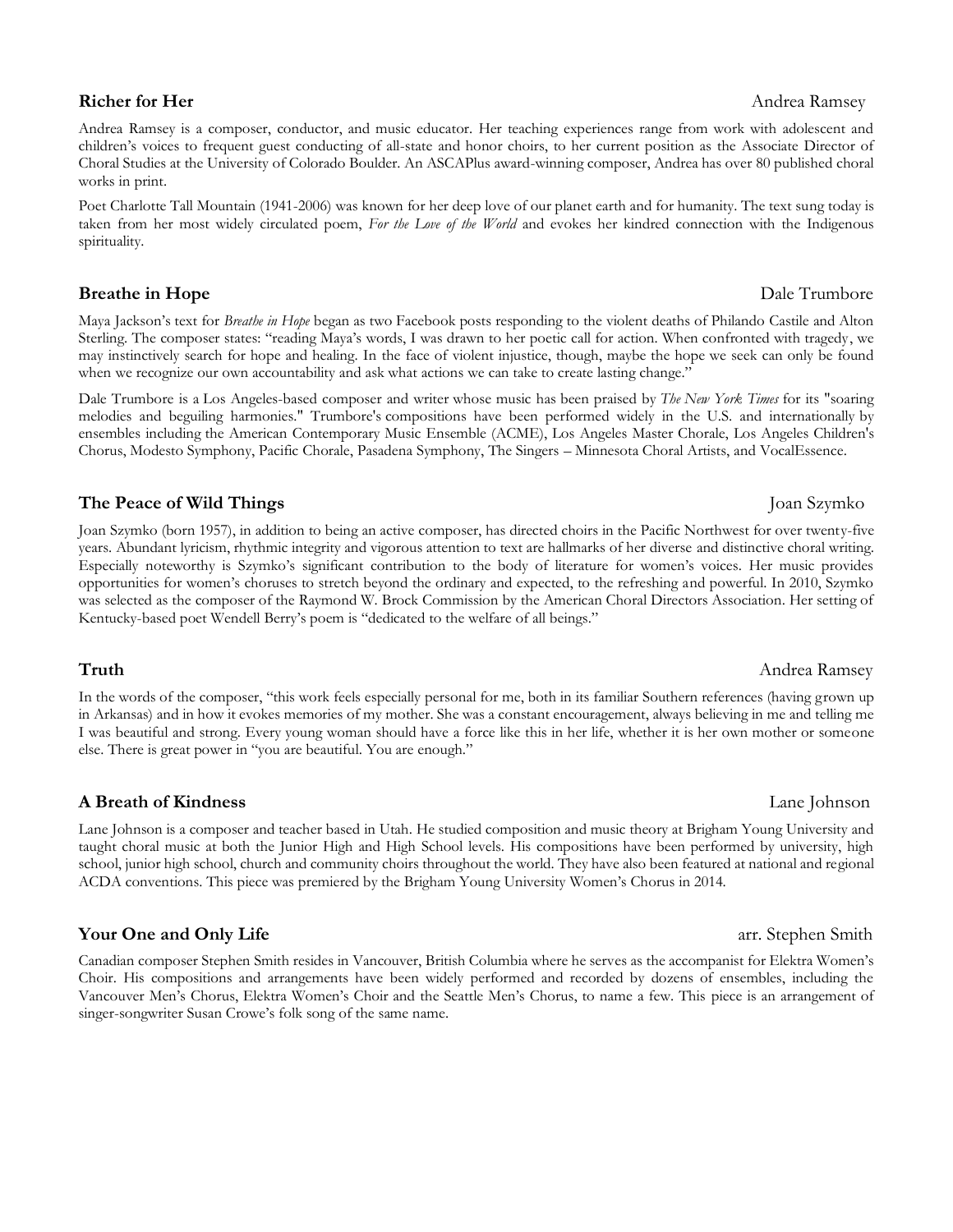**Richer for Her** Andrea Ramsey

Andrea Ramsey is a composer, conductor, and music educator. Her teaching experiences range from work with adolescent and children's voices to frequent guest conducting of all-state and honor choirs, to her current position as the Associate Director of Choral Studies at the University of Colorado Boulder. An ASCAPlus award-winning composer, Andrea has over 80 published choral works in print.

Poet Charlotte Tall Mountain (1941-2006) was known for her deep love of our planet earth and for humanity. The text sung today is taken from her most widely circulated poem, *For the Love of the World* and evokes her kindred connection with the Indigenous spirituality.

**Breathe in Hope** Dale Trumbore

Maya Jackson's text for *Breathe in Hope* began as two Facebook posts responding to the violent deaths of Philando Castile and Alton Sterling. The composer states: "reading Maya's words, I was drawn to her poetic call for action. When confronted with tragedy, we may instinctively search for hope and healing. In the face of violent injustice, though, maybe the hope we seek can only be found when we recognize our own accountability and ask what actions we can take to create lasting change."

Dale Trumbore is a Los Angeles-based composer and writer whose music has been praised by *The New York Times* for its "soaring melodies and beguiling harmonies." Trumbore's compositions have been performed widely in the U.S. and internationally by ensembles including the American Contemporary Music Ensemble (ACME), Los Angeles Master Chorale, Los Angeles Children's Chorus, Modesto Symphony, Pacific Chorale, Pasadena Symphony, The Singers – Minnesota Choral Artists, and VocalEssence.

**The Peace of Wild Things** Joan Szymko

Joan Szymko (born 1957), in addition to being an active composer, has directed choirs in the Pacific Northwest for over twenty-five years. Abundant lyricism, rhythmic integrity and vigorous attention to text are hallmarks of her diverse and distinctive choral writing. Especially noteworthy is Szymko's significant contribution to the body of literature for women's voices. Her music provides opportunities for women's choruses to stretch beyond the ordinary and expected, to the refreshing and powerful. In 2010, Szymko was selected as the composer of the Raymond W. Brock Commission by the American Choral Directors Association. Her setting of Kentucky-based poet Wendell Berry's poem is "dedicated to the welfare of all beings."

**Truth** Andrea Ramsey

In the words of the composer, "this work feels especially personal for me, both in its familiar Southern references (having grown up in Arkansas) and in how it evokes memories of my mother. She was a constant encouragement, always believing in me and telling me I was beautiful and strong. Every young woman should have a force like this in her life, whether it is her own mother or someone else. There is great power in "you are beautiful. You are enough."

**A Breath of Kindness** Lane Johnson

Lane Johnson is a composer and teacher based in Utah. He studied composition and music theory at Brigham Young University and taught choral music at both the Junior High and High School levels. His compositions have been performed by university, high school, junior high school, church and community choirs throughout the world. They have also been featured at national and regional ACDA conventions. This piece was premiered by the Brigham Young University Women's Chorus in 2014.

**Your One and Only Life** arr. Stephen Smith

Canadian composer Stephen Smith resides in Vancouver, British Columbia where he serves as the accompanist for Elektra Women's Choir. His compositions and arrangements have been widely performed and recorded by dozens of ensembles, including the Vancouver Men's Chorus, Elektra Women's Choir and the Seattle Men's Chorus, to name a few. This piece is an arrangement of singer-songwriter Susan Crowe's folk song of the same name.